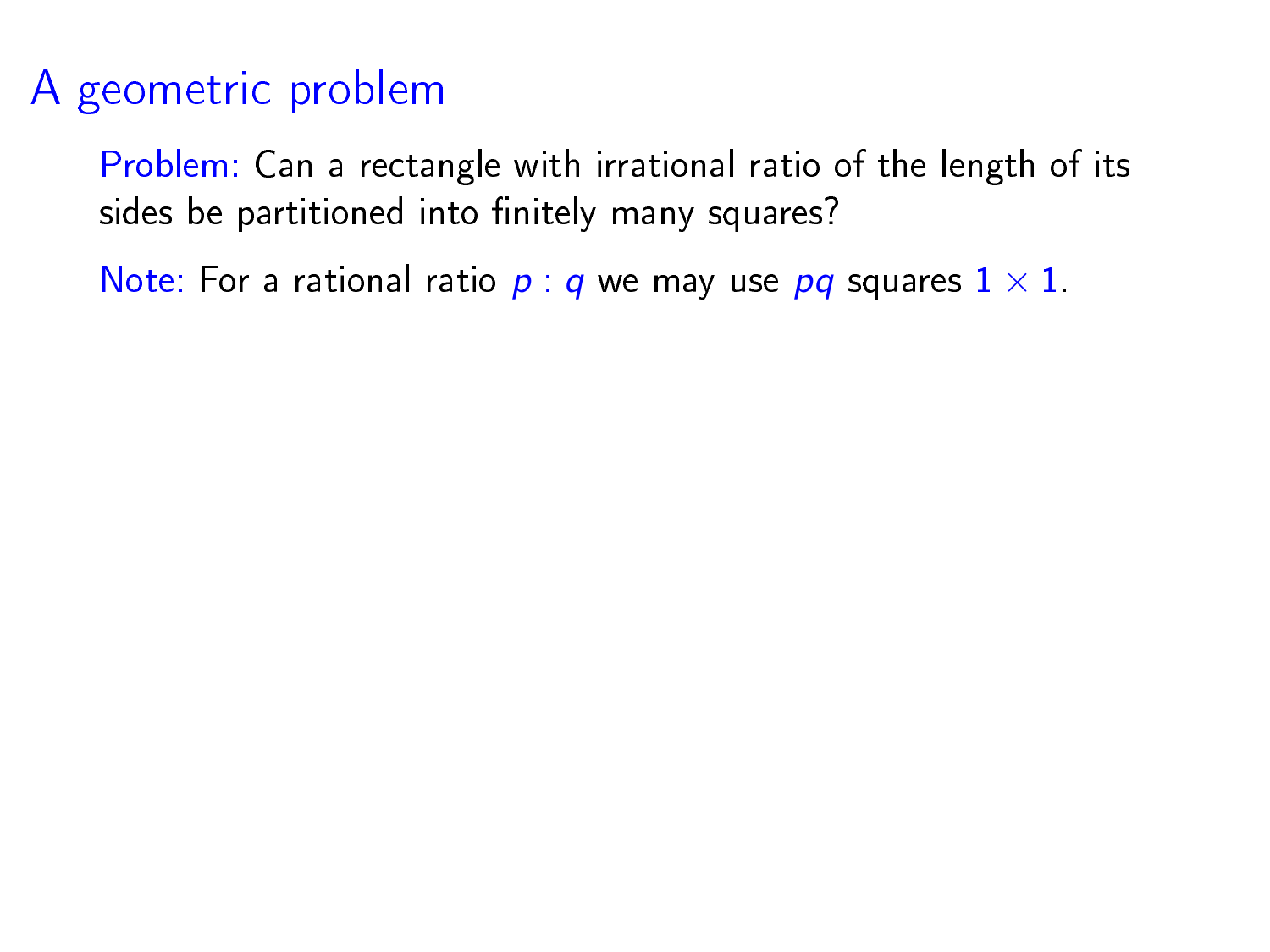# A geometric problem

Problem: Can a rectangle with irrational ratio of the length of its sides be partitioned into finitely many squares?

Note: For a rational ratio $p : q$ we may use $pq$ squares $1 \times 1$.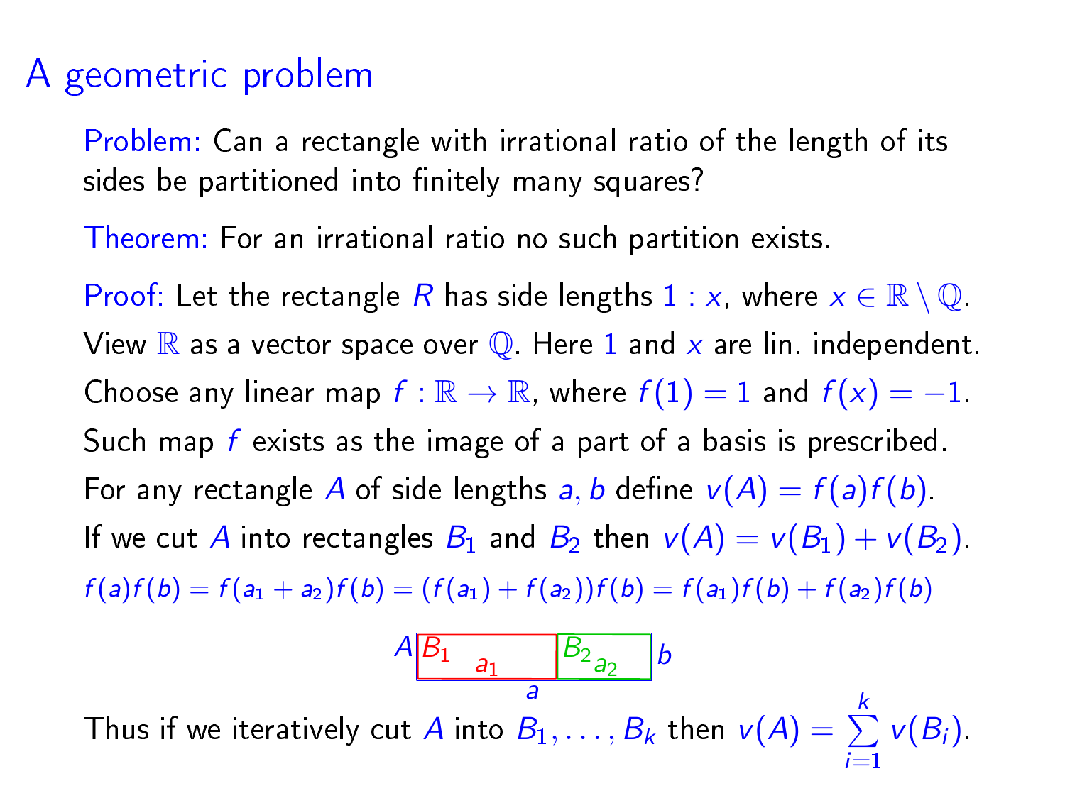# A geometric problem

Problem: Can a rectangle with irrational ratio of the length of its sides be partitioned into finitely many squares?

Theorem: For an irrational ratio no such partition exists.

Proof: Let the rectangle $R$ has side lengths $1 : x$, where $x \in \mathbb{R} \setminus \mathbb{Q}$.

View $\mathbb{R}$ as a vector space over $\mathbb{Q}$. Here $1$ and $x$ are lin. independent.

Choose any linear map $f : \mathbb{R} \to \mathbb{R}$, where $f(1) = 1$ and $f(x) = -1$.

Such map $f$ exists as the image of a part of a basis is prescribed.

For any rectangle $A$ of side lengths $a, b$ define $v(A) = f(a)f(b)$.

If we cut $A$ into rectangles $B_1$ and $B_2$ then $v(A) = v(B_1) + v(B_2)$.

$$f(a)f(b) = f(a_1 + a_2)f(b) = (f(a_1) + f(a_2))f(b) = f(a_1)f(b) + f(a_2)f(b)$$

Thus if we iteratively cut $A$ into $B_1, \ldots, B_k$ then $v(A) = \sum_{i=1}^{k} v(B_i)$.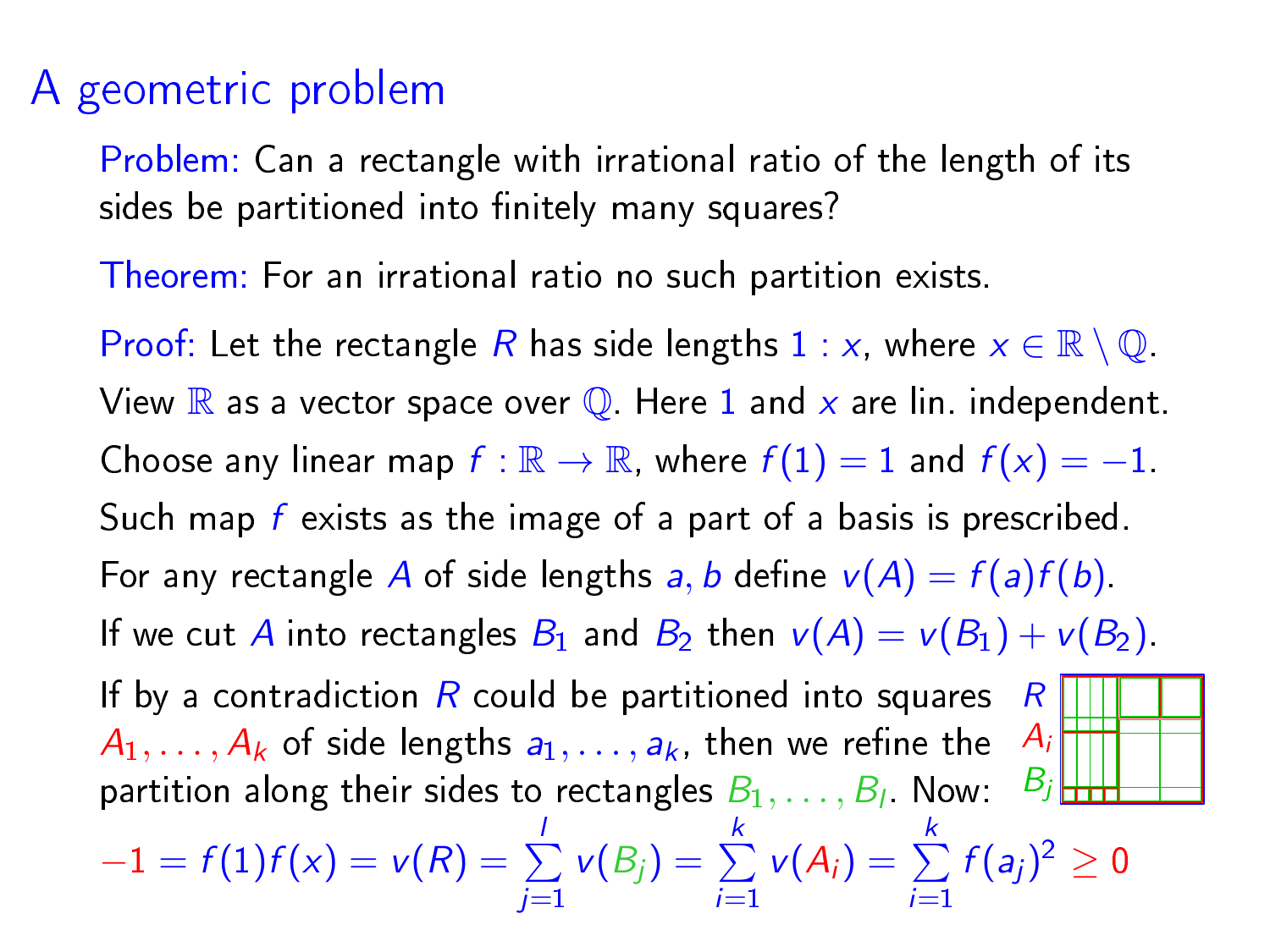# A geometric problem

**Problem:** Can a rectangle with irrational ratio of the length of its sides be partitioned into finitely many squares?

**Theorem:** For an irrational ratio no such partition exists.

**Proof:** Let the rectangle $R$ has side lengths $1 : x$, where $x \in \mathbb{R} \setminus \mathbb{Q}$.

View $\mathbb{R}$ as a vector space over $\mathbb{Q}$. Here $1$ and $x$ are lin. independent.

Choose any linear map $f : \mathbb{R} \to \mathbb{R}$, where $f(1) = 1$ and $f(x) = -1$.

Such map $f$ exists as the image of a part of a basis is prescribed.

For any rectangle $A$ of side lengths $a, b$ define $v(A) = f(a)f(b)$.

If we cut $A$ into rectangles $B_1$ and $B_2$ then $v(A) = v(B_1) + v(B_2)$.

If by a contradiction $R$ could be partitioned into squares $A_1, \ldots, A_k$ of side lengths $a_1, \ldots, a_k$, then we refine the partition along their sides to rectangles $B_1, \ldots, B_l$. Now:

$R$

$A_i$

$B_j$

$$-1 = f(1)f(x) = v(R) = \sum_{j=1}^{l} v(B_j) = \sum_{i=1}^{k} v(A_i) = \sum_{i=1}^{k} f(a_j)^2 \geq 0$$